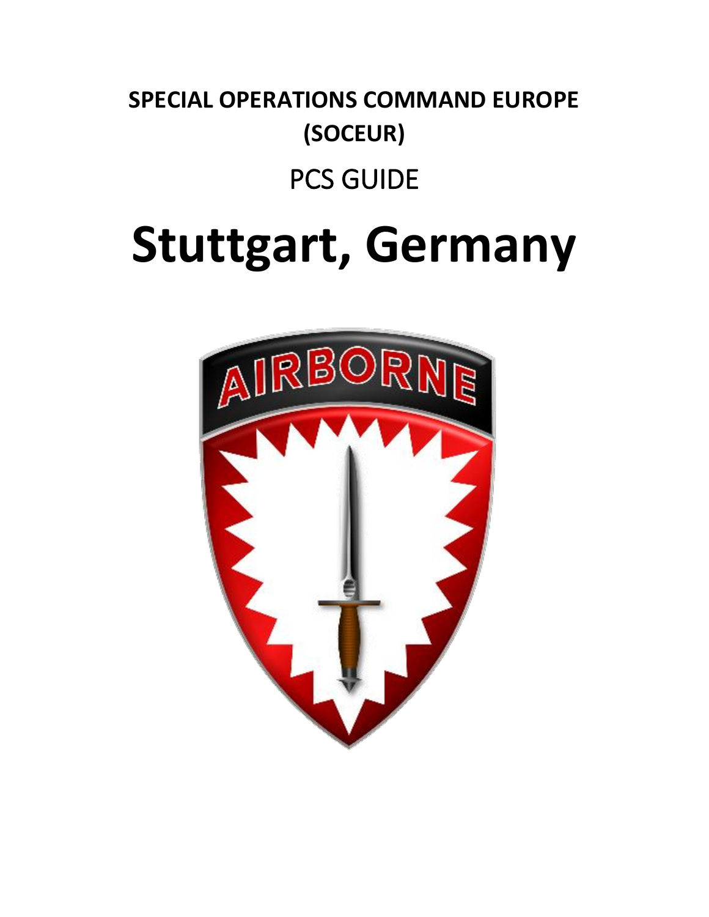**SPECIAL OPERATIONS COMMAND EUROPE (SOCEUR)**

PCS GUIDE

# Stuttgart, Germany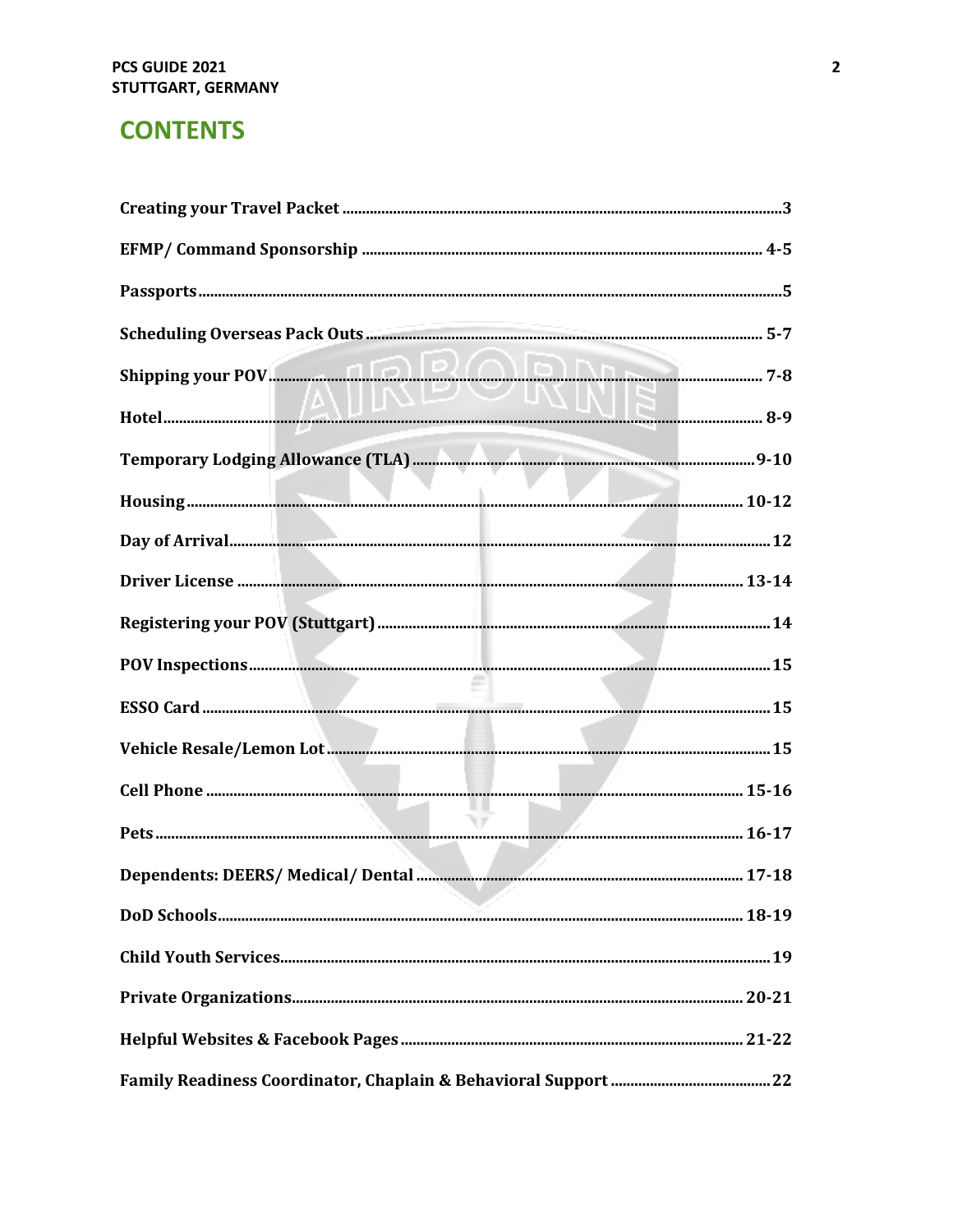## CONTENTS

| | |
|---|---|
| **Creating your Travel Packet** | **3** |
| **EFMP/ Command Sponsorship** | **4-5** |
| **Passports** | **5** |
| **Scheduling Overseas Pack Outs** | **5-7** |
| **Shipping your POV** | **7-8** |
| **Hotel** | **8-9** |
| **Temporary Lodging Allowance (TLA)** | **9-10** |
| **Housing** | **10-12** |
| **Day of Arrival** | **12** |
| **Driver License** | **13-14** |
| **Registering your POV (Stuttgart)** | **14** |
| **POV Inspections** | **15** |
| **ESSO Card** | **15** |
| **Vehicle Resale/Lemon Lot** | **15** |
| **Cell Phone** | **15-16** |
| **Pets** | **16-17** |
| **Dependents: DEERS/ Medical/ Dental** | **17-18** |
| **DoD Schools** | **18-19** |
| **Child Youth Services** | **19** |
| **Private Organizations** | **20-21** |
| **Helpful Websites & Facebook Pages** | **21-22** |
| **Family Readiness Coordinator, Chaplain & Behavioral Support** | **22** |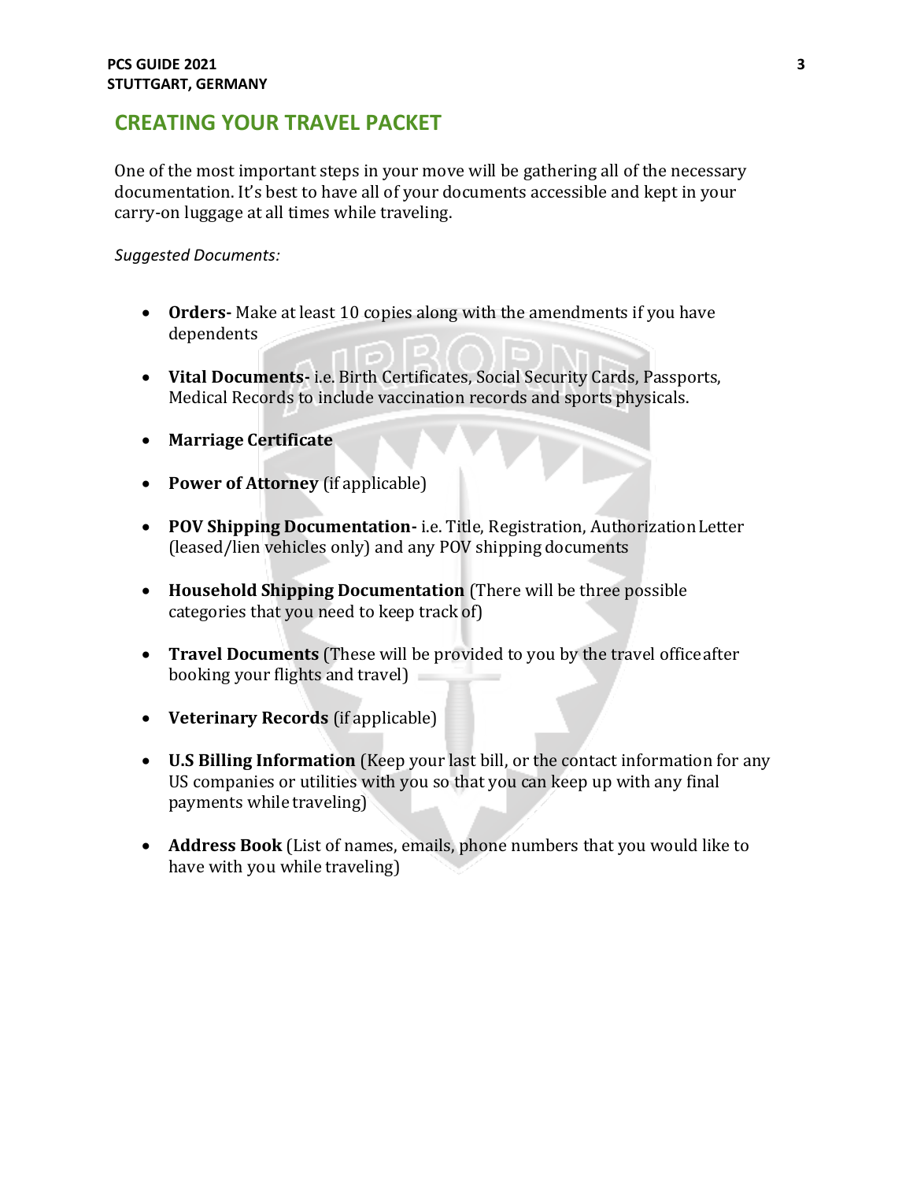## CREATING YOUR TRAVEL PACKET

One of the most important steps in your move will be gathering all of the necessary documentation. It's best to have all of your documents accessible and kept in your carry-on luggage at all times while traveling.

*Suggested Documents:*

- **Orders-** Make at least 10 copies along with the amendments if you have dependents
- **Vital Documents-** i.e. Birth Certificates, Social Security Cards, Passports, Medical Records to include vaccination records and sports physicals.
- **Marriage Certificate**
- **Power of Attorney** (if applicable)
- **POV Shipping Documentation-** i.e. Title, Registration, Authorization Letter (leased/lien vehicles only) and any POV shipping documents
- **Household Shipping Documentation** (There will be three possible categories that you need to keep track of)
- **Travel Documents** (These will be provided to you by the travel office after booking your flights and travel)
- **Veterinary Records** (if applicable)
- **U.S Billing Information** (Keep your last bill, or the contact information for any US companies or utilities with you so that you can keep up with any final payments while traveling)
- **Address Book** (List of names, emails, phone numbers that you would like to have with you while traveling)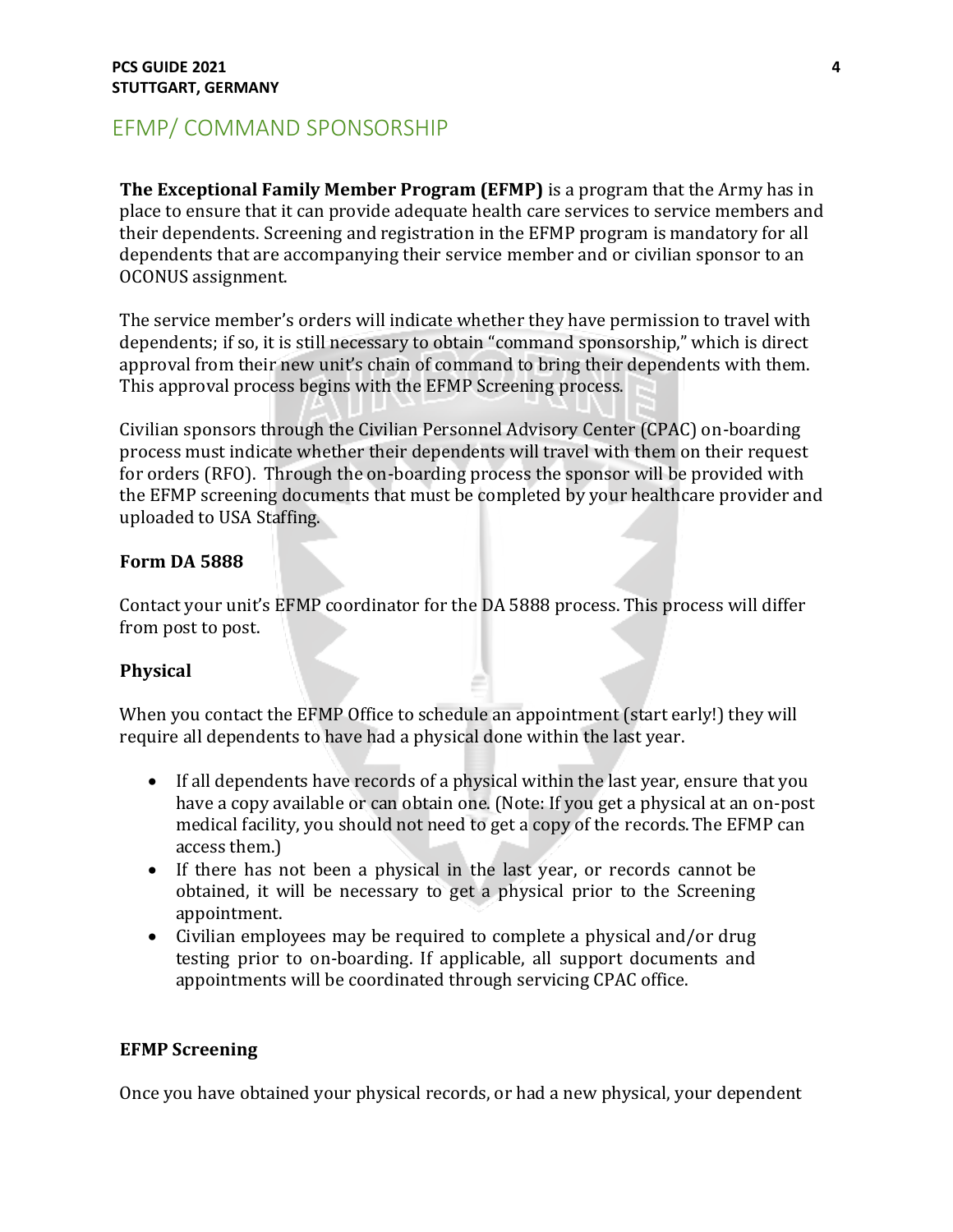## EFMP/ COMMAND SPONSORSHIP

**The Exceptional Family Member Program (EFMP)** is a program that the Army has in place to ensure that it can provide adequate health care services to service members and their dependents. Screening and registration in the EFMP program is mandatory for all dependents that are accompanying their service member and or civilian sponsor to an OCONUS assignment.

The service member's orders will indicate whether they have permission to travel with dependents; if so, it is still necessary to obtain "command sponsorship," which is direct approval from their new unit's chain of command to bring their dependents with them. This approval process begins with the EFMP Screening process.

Civilian sponsors through the Civilian Personnel Advisory Center (CPAC) on-boarding process must indicate whether their dependents will travel with them on their request for orders (RFO). Through the on-boarding process the sponsor will be provided with the EFMP screening documents that must be completed by your healthcare provider and uploaded to USA Staffing.

### Form DA 5888

Contact your unit's EFMP coordinator for the DA 5888 process. This process will differ from post to post.

### Physical

When you contact the EFMP Office to schedule an appointment (start early!) they will require all dependents to have had a physical done within the last year.

- If all dependents have records of a physical within the last year, ensure that you have a copy available or can obtain one. (Note: If you get a physical at an on-post medical facility, you should not need to get a copy of the records. The EFMP can access them.)
- If there has not been a physical in the last year, or records cannot be obtained, it will be necessary to get a physical prior to the Screening appointment.
- Civilian employees may be required to complete a physical and/or drug testing prior to on-boarding. If applicable, all support documents and appointments will be coordinated through servicing CPAC office.

### EFMP Screening

Once you have obtained your physical records, or had a new physical, your dependent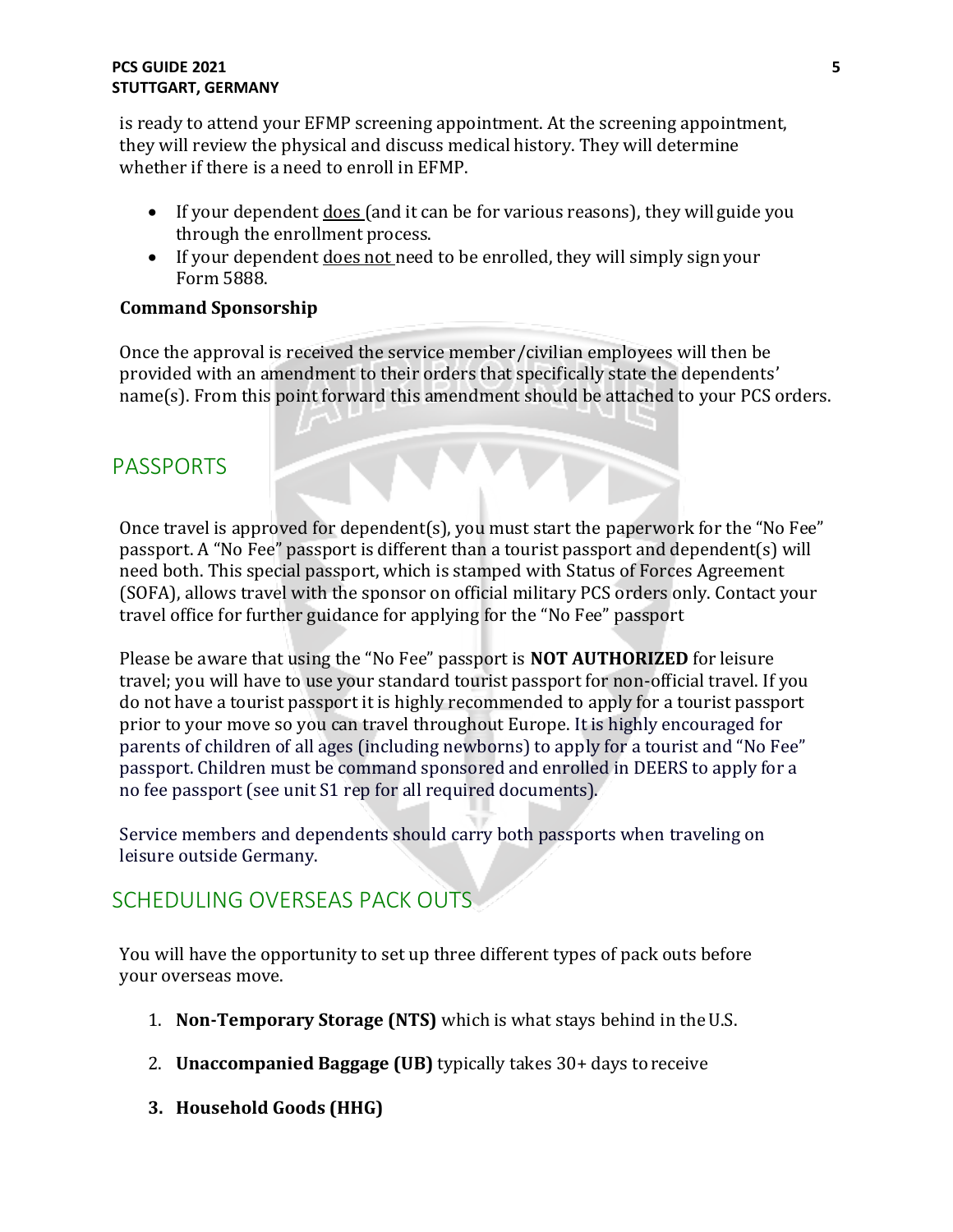is ready to attend your EFMP screening appointment. At the screening appointment, they will review the physical and discuss medical history. They will determine whether if there is a need to enroll in EFMP.

- If your dependent <u>does</u> (and it can be for various reasons), they will guide you through the enrollment process.
- If your dependent <u>does not</u> need to be enrolled, they will simply sign your Form 5888.

**Command Sponsorship**

Once the approval is received the service member/civilian employees will then be provided with an amendment to their orders that specifically state the dependents' name(s). From this point forward this amendment should be attached to your PCS orders.

## PASSPORTS

Once travel is approved for dependent(s), you must start the paperwork for the "No Fee" passport. A "No Fee" passport is different than a tourist passport and dependent(s) will need both. This special passport, which is stamped with Status of Forces Agreement (SOFA), allows travel with the sponsor on official military PCS orders only. Contact your travel office for further guidance for applying for the "No Fee" passport

Please be aware that using the "No Fee" passport is **NOT AUTHORIZED** for leisure travel; you will have to use your standard tourist passport for non-official travel. If you do not have a tourist passport it is highly recommended to apply for a tourist passport prior to your move so you can travel throughout Europe. It is highly encouraged for parents of children of all ages (including newborns) to apply for a tourist and "No Fee" passport. Children must be command sponsored and enrolled in DEERS to apply for a no fee passport (see unit S1 rep for all required documents).

Service members and dependents should carry both passports when traveling on leisure outside Germany.

## SCHEDULING OVERSEAS PACK OUTS

You will have the opportunity to set up three different types of pack outs before your overseas move.

1. **Non-Temporary Storage (NTS)** which is what stays behind in the U.S.
2. **Unaccompanied Baggage (UB)** typically takes 30+ days to receive
3. **Household Goods (HHG)**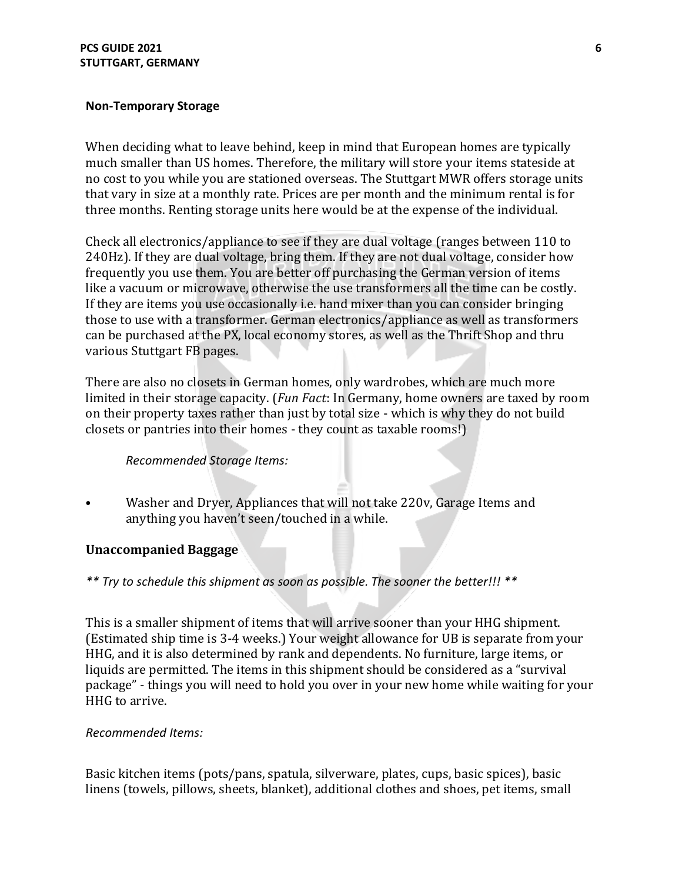**Non-Temporary Storage**

When deciding what to leave behind, keep in mind that European homes are typically much smaller than US homes. Therefore, the military will store your items stateside at no cost to you while you are stationed overseas. The Stuttgart MWR offers storage units that vary in size at a monthly rate. Prices are per month and the minimum rental is for three months. Renting storage units here would be at the expense of the individual.

Check all electronics/appliance to see if they are dual voltage (ranges between 110 to 240Hz). If they are dual voltage, bring them. If they are not dual voltage, consider how frequently you use them. You are better off purchasing the German version of items like a vacuum or microwave, otherwise the use transformers all the time can be costly. If they are items you use occasionally i.e. hand mixer than you can consider bringing those to use with a transformer. German electronics/appliance as well as transformers can be purchased at the PX, local economy stores, as well as the Thrift Shop and thru various Stuttgart FB pages.

There are also no closets in German homes, only wardrobes, which are much more limited in their storage capacity. (*Fun Fact*: In Germany, home owners are taxed by room on their property taxes rather than just by total size - which is why they do not build closets or pantries into their homes - they count as taxable rooms!)

*Recommended Storage Items:*

- Washer and Dryer, Appliances that will not take 220v, Garage Items and anything you haven't seen/touched in a while.

**Unaccompanied Baggage**

*** Try to schedule this shipment as soon as possible. The sooner the better!!! ***

This is a smaller shipment of items that will arrive sooner than your HHG shipment. (Estimated ship time is 3-4 weeks.) Your weight allowance for UB is separate from your HHG, and it is also determined by rank and dependents. No furniture, large items, or liquids are permitted. The items in this shipment should be considered as a "survival package" - things you will need to hold you over in your new home while waiting for your HHG to arrive.

*Recommended Items:*

Basic kitchen items (pots/pans, spatula, silverware, plates, cups, basic spices), basic linens (towels, pillows, sheets, blanket), additional clothes and shoes, pet items, small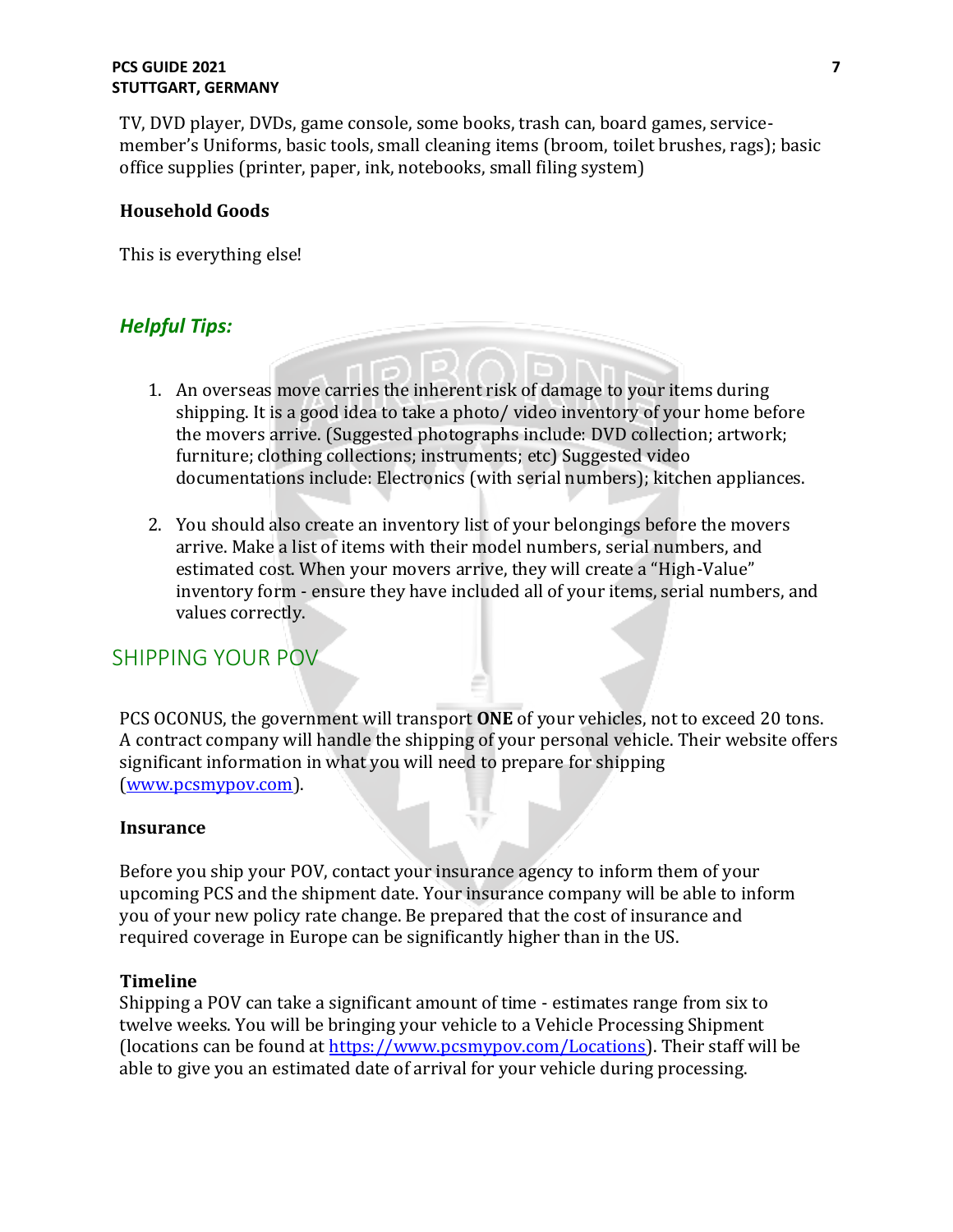TV, DVD player, DVDs, game console, some books, trash can, board games, service-member's Uniforms, basic tools, small cleaning items (broom, toilet brushes, rags); basic office supplies (printer, paper, ink, notebooks, small filing system)

**Household Goods**

This is everything else!

### *Helpful Tips:*

1. An overseas move carries the inherent risk of damage to your items during shipping. It is a good idea to take a photo/ video inventory of your home before the movers arrive. (Suggested photographs include: DVD collection; artwork; furniture; clothing collections; instruments; etc) Suggested video documentations include: Electronics (with serial numbers); kitchen appliances.

2. You should also create an inventory list of your belongings before the movers arrive. Make a list of items with their model numbers, serial numbers, and estimated cost. When your movers arrive, they will create a "High-Value" inventory form - ensure they have included all of your items, serial numbers, and values correctly.

## SHIPPING YOUR POV

PCS OCONUS, the government will transport **ONE** of your vehicles, not to exceed 20 tons. A contract company will handle the shipping of your personal vehicle. Their website offers significant information in what you will need to prepare for shipping ([www.pcsmypov.com](www.pcsmypov.com)).

**Insurance**

Before you ship your POV, contact your insurance agency to inform them of your upcoming PCS and the shipment date. Your insurance company will be able to inform you of your new policy rate change. Be prepared that the cost of insurance and required coverage in Europe can be significantly higher than in the US.

**Timeline**

Shipping a POV can take a significant amount of time - estimates range from six to twelve weeks. You will be bringing your vehicle to a Vehicle Processing Shipment (locations can be found at [https://www.pcsmypov.com/Locations](https://www.pcsmypov.com/Locations)). Their staff will be able to give you an estimated date of arrival for your vehicle during processing.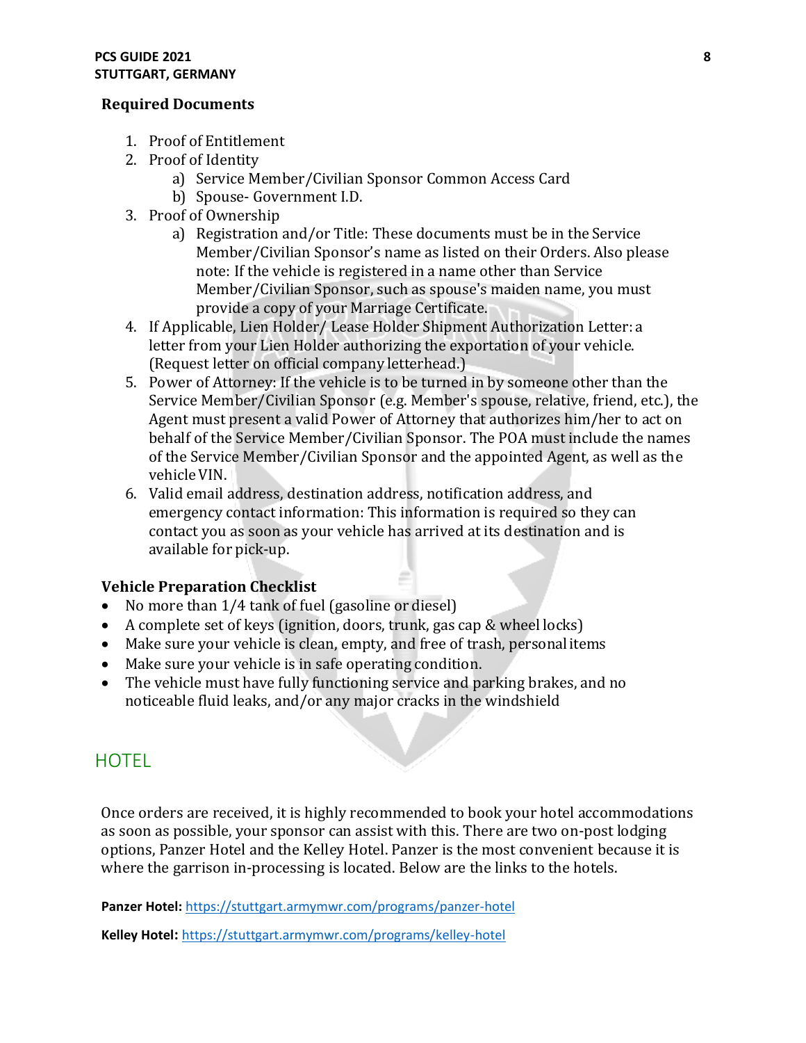### Required Documents

1. Proof of Entitlement
2. Proof of Identity
   a) Service Member/Civilian Sponsor Common Access Card
   b) Spouse- Government I.D.
3. Proof of Ownership
   a) Registration and/or Title: These documents must be in the Service Member/Civilian Sponsor's name as listed on their Orders. Also please note: If the vehicle is registered in a name other than Service Member/Civilian Sponsor, such as spouse's maiden name, you must provide a copy of your Marriage Certificate.
4. If Applicable, Lien Holder/ Lease Holder Shipment Authorization Letter: a letter from your Lien Holder authorizing the exportation of your vehicle. (Request letter on official company letterhead.)
5. Power of Attorney: If the vehicle is to be turned in by someone other than the Service Member/Civilian Sponsor (e.g. Member's spouse, relative, friend, etc.), the Agent must present a valid Power of Attorney that authorizes him/her to act on behalf of the Service Member/Civilian Sponsor. The POA must include the names of the Service Member/Civilian Sponsor and the appointed Agent, as well as the vehicle VIN.
6. Valid email address, destination address, notification address, and emergency contact information: This information is required so they can contact you as soon as your vehicle has arrived at its destination and is available for pick-up.

### Vehicle Preparation Checklist

- No more than 1/4 tank of fuel (gasoline or diesel)
- A complete set of keys (ignition, doors, trunk, gas cap & wheel locks)
- Make sure your vehicle is clean, empty, and free of trash, personal items
- Make sure your vehicle is in safe operating condition.
- The vehicle must have fully functioning service and parking brakes, and no noticeable fluid leaks, and/or any major cracks in the windshield

## HOTEL

Once orders are received, it is highly recommended to book your hotel accommodations as soon as possible, your sponsor can assist with this. There are two on-post lodging options, Panzer Hotel and the Kelley Hotel. Panzer is the most convenient because it is where the garrison in-processing is located. Below are the links to the hotels.

**Panzer Hotel:** https://stuttgart.armymwr.com/programs/panzer-hotel

**Kelley Hotel:** https://stuttgart.armymwr.com/programs/kelley-hotel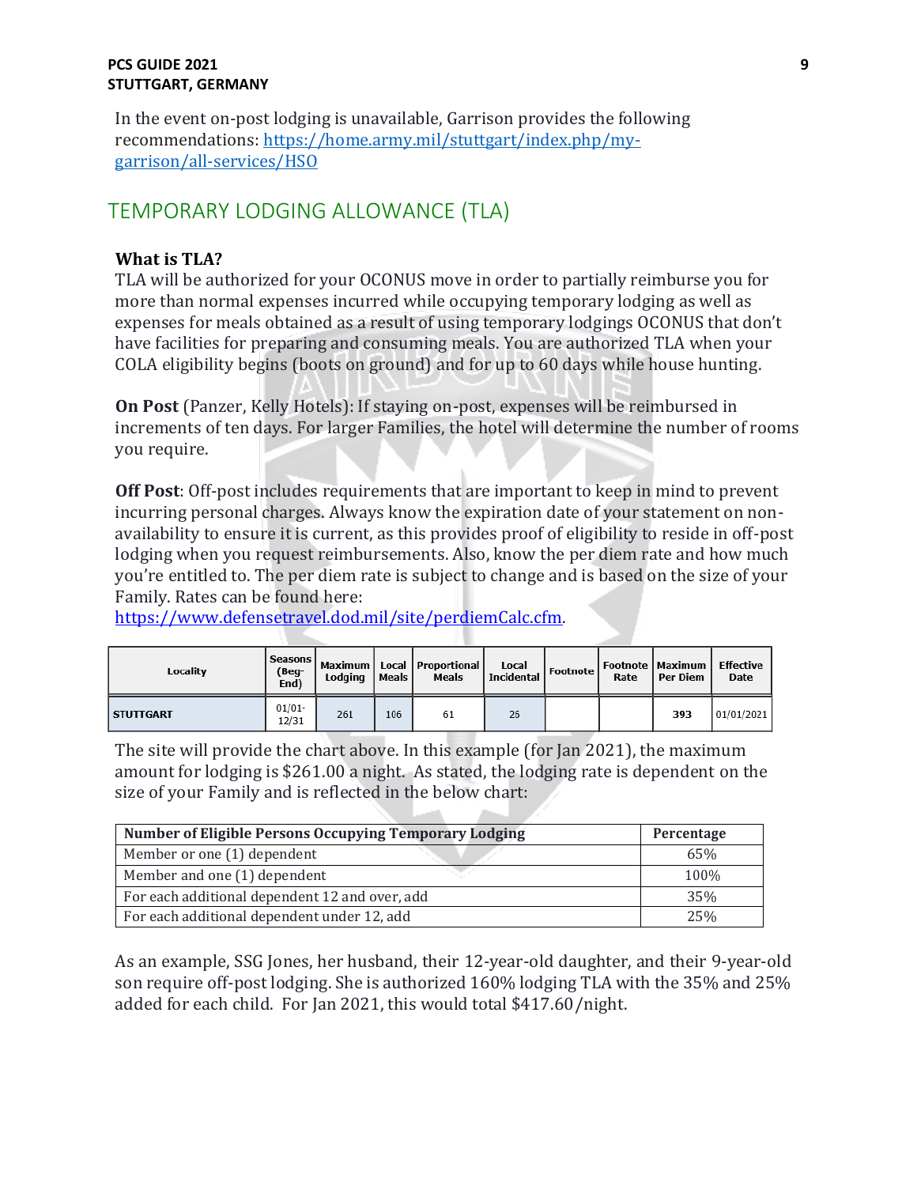In the event on-post lodging is unavailable, Garrison provides the following recommendations: [https://home.army.mil/stuttgart/index.php/my-garrison/all-services/HSO](https://home.army.mil/stuttgart/index.php/my-garrison/all-services/HSO)

## TEMPORARY LODGING ALLOWANCE (TLA)

**What is TLA?**
TLA will be authorized for your OCONUS move in order to partially reimburse you for more than normal expenses incurred while occupying temporary lodging as well as expenses for meals obtained as a result of using temporary lodgings OCONUS that don't have facilities for preparing and consuming meals. You are authorized TLA when your COLA eligibility begins (boots on ground) and for up to 60 days while house hunting.

**On Post** (Panzer, Kelly Hotels): If staying on-post, expenses will be reimbursed in increments of ten days. For larger Families, the hotel will determine the number of rooms you require.

**Off Post**: Off-post includes requirements that are important to keep in mind to prevent incurring personal charges. Always know the expiration date of your statement on non-availability to ensure it is current, as this provides proof of eligibility to reside in off-post lodging when you request reimbursements. Also, know the per diem rate and how much you're entitled to. The per diem rate is subject to change and is based on the size of your Family. Rates can be found here: [https://www.defensetravel.dod.mil/site/perdiemCalc.cfm](https://www.defensetravel.dod.mil/site/perdiemCalc.cfm).

| Locality | Seasons (Beg-End) | Maximum Lodging | Local Meals | Proportional Meals | Local Incidental | Footnote | Footnote Rate | Maximum Per Diem | Effective Date |
|---|---|---|---|---|---|---|---|---|---|
| STUTTGART | 01/01-12/31 | 261 | 106 | 61 | 26 | | | 393 | 01/01/2021 |

The site will provide the chart above. In this example (for Jan 2021), the maximum amount for lodging is $261.00 a night. As stated, the lodging rate is dependent on the size of your Family and is reflected in the below chart:

| Number of Eligible Persons Occupying Temporary Lodging | Percentage |
|---|---|
| Member or one (1) dependent | 65% |
| Member and one (1) dependent | 100% |
| For each additional dependent 12 and over, add | 35% |
| For each additional dependent under 12, add | 25% |

As an example, SSG Jones, her husband, their 12-year-old daughter, and their 9-year-old son require off-post lodging. She is authorized 160% lodging TLA with the 35% and 25% added for each child. For Jan 2021, this would total $417.60/night.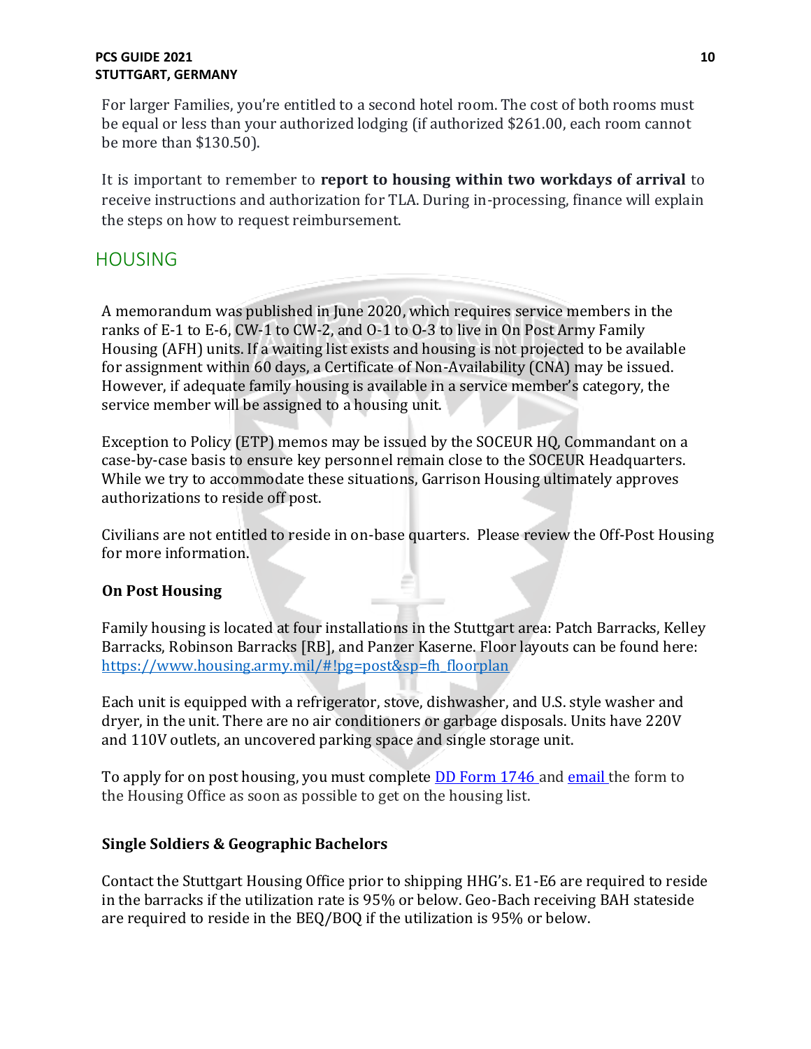For larger Families, you're entitled to a second hotel room. The cost of both rooms must be equal or less than your authorized lodging (if authorized $261.00, each room cannot be more than $130.50).

It is important to remember to **report to housing within two workdays of arrival** to receive instructions and authorization for TLA. During in-processing, finance will explain the steps on how to request reimbursement.

## HOUSING

A memorandum was published in June 2020, which requires service members in the ranks of E-1 to E-6, CW-1 to CW-2, and O-1 to O-3 to live in On Post Army Family Housing (AFH) units. If a waiting list exists and housing is not projected to be available for assignment within 60 days, a Certificate of Non-Availability (CNA) may be issued. However, if adequate family housing is available in a service member's category, the service member will be assigned to a housing unit.

Exception to Policy (ETP) memos may be issued by the SOCEUR HQ, Commandant on a case-by-case basis to ensure key personnel remain close to the SOCEUR Headquarters. While we try to accommodate these situations, Garrison Housing ultimately approves authorizations to reside off post.

Civilians are not entitled to reside in on-base quarters. Please review the Off-Post Housing for more information.

### On Post Housing

Family housing is located at four installations in the Stuttgart area: Patch Barracks, Kelley Barracks, Robinson Barracks [RB], and Panzer Kaserne. Floor layouts can be found here: [https://www.housing.army.mil/#!pg=post&sp=fh_floorplan](https://www.housing.army.mil/#!pg=post&sp=fh_floorplan)

Each unit is equipped with a refrigerator, stove, dishwasher, and U.S. style washer and dryer, in the unit. There are no air conditioners or garbage disposals. Units have 220V and 110V outlets, an uncovered parking space and single storage unit.

To apply for on post housing, you must complete DD Form 1746 and email the form to the Housing Office as soon as possible to get on the housing list.

### Single Soldiers & Geographic Bachelors

Contact the Stuttgart Housing Office prior to shipping HHG's. E1-E6 are required to reside in the barracks if the utilization rate is 95% or below. Geo-Bach receiving BAH stateside are required to reside in the BEQ/BOQ if the utilization is 95% or below.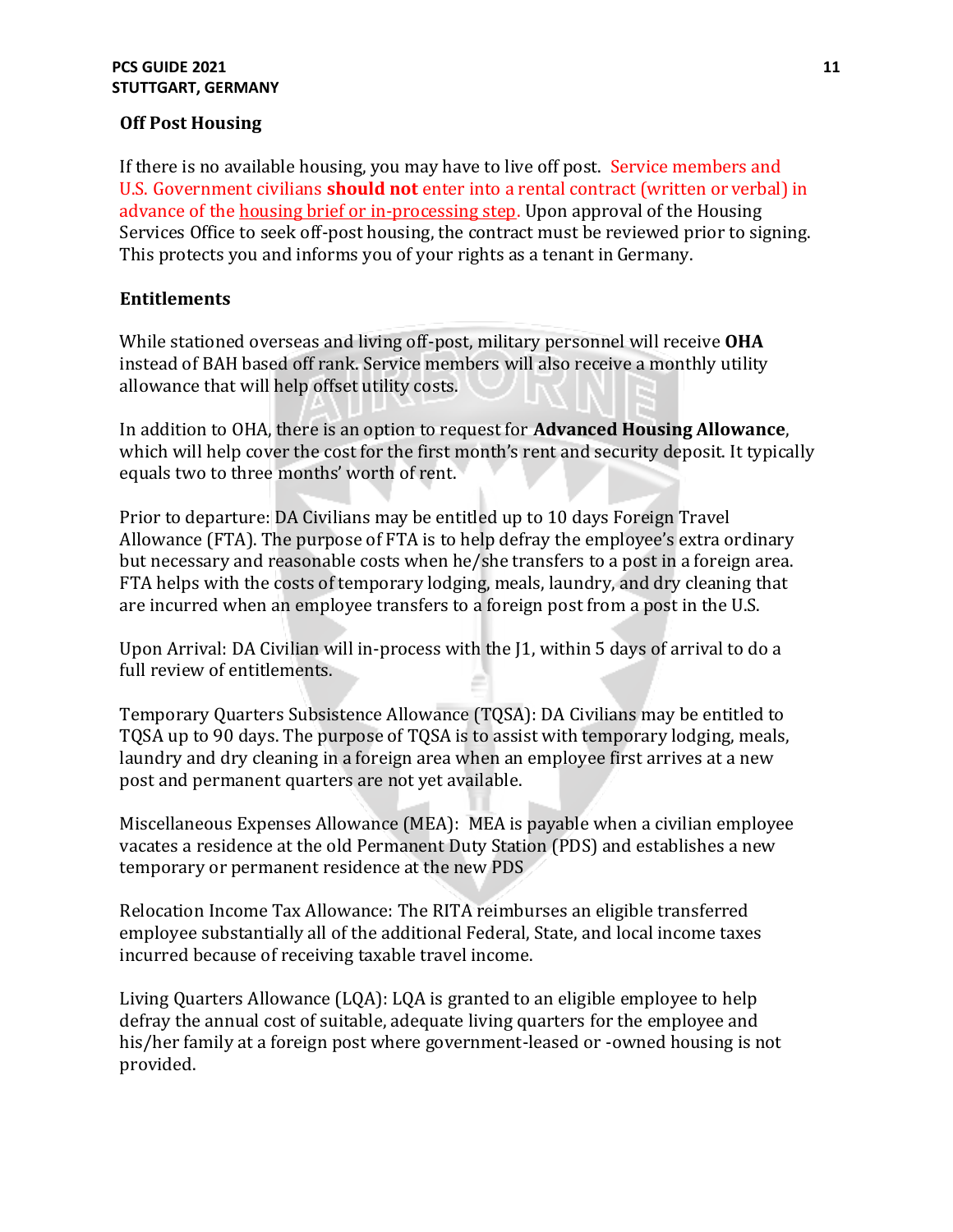## Off Post Housing

If there is no available housing, you may have to live off post. Service members and U.S. Government civilians **should not** enter into a rental contract (written or verbal) in advance of the housing brief or in-processing step. Upon approval of the Housing Services Office to seek off-post housing, the contract must be reviewed prior to signing. This protects you and informs you of your rights as a tenant in Germany.

## Entitlements

While stationed overseas and living off-post, military personnel will receive **OHA** instead of BAH based off rank. Service members will also receive a monthly utility allowance that will help offset utility costs.

In addition to OHA, there is an option to request for **Advanced Housing Allowance**, which will help cover the cost for the first month's rent and security deposit. It typically equals two to three months' worth of rent.

Prior to departure: DA Civilians may be entitled up to 10 days Foreign Travel Allowance (FTA). The purpose of FTA is to help defray the employee's extra ordinary but necessary and reasonable costs when he/she transfers to a post in a foreign area. FTA helps with the costs of temporary lodging, meals, laundry, and dry cleaning that are incurred when an employee transfers to a foreign post from a post in the U.S.

Upon Arrival: DA Civilian will in-process with the J1, within 5 days of arrival to do a full review of entitlements.

Temporary Quarters Subsistence Allowance (TQSA): DA Civilians may be entitled to TQSA up to 90 days. The purpose of TQSA is to assist with temporary lodging, meals, laundry and dry cleaning in a foreign area when an employee first arrives at a new post and permanent quarters are not yet available.

Miscellaneous Expenses Allowance (MEA): MEA is payable when a civilian employee vacates a residence at the old Permanent Duty Station (PDS) and establishes a new temporary or permanent residence at the new PDS

Relocation Income Tax Allowance: The RITA reimburses an eligible transferred employee substantially all of the additional Federal, State, and local income taxes incurred because of receiving taxable travel income.

Living Quarters Allowance (LQA): LQA is granted to an eligible employee to help defray the annual cost of suitable, adequate living quarters for the employee and his/her family at a foreign post where government-leased or -owned housing is not provided.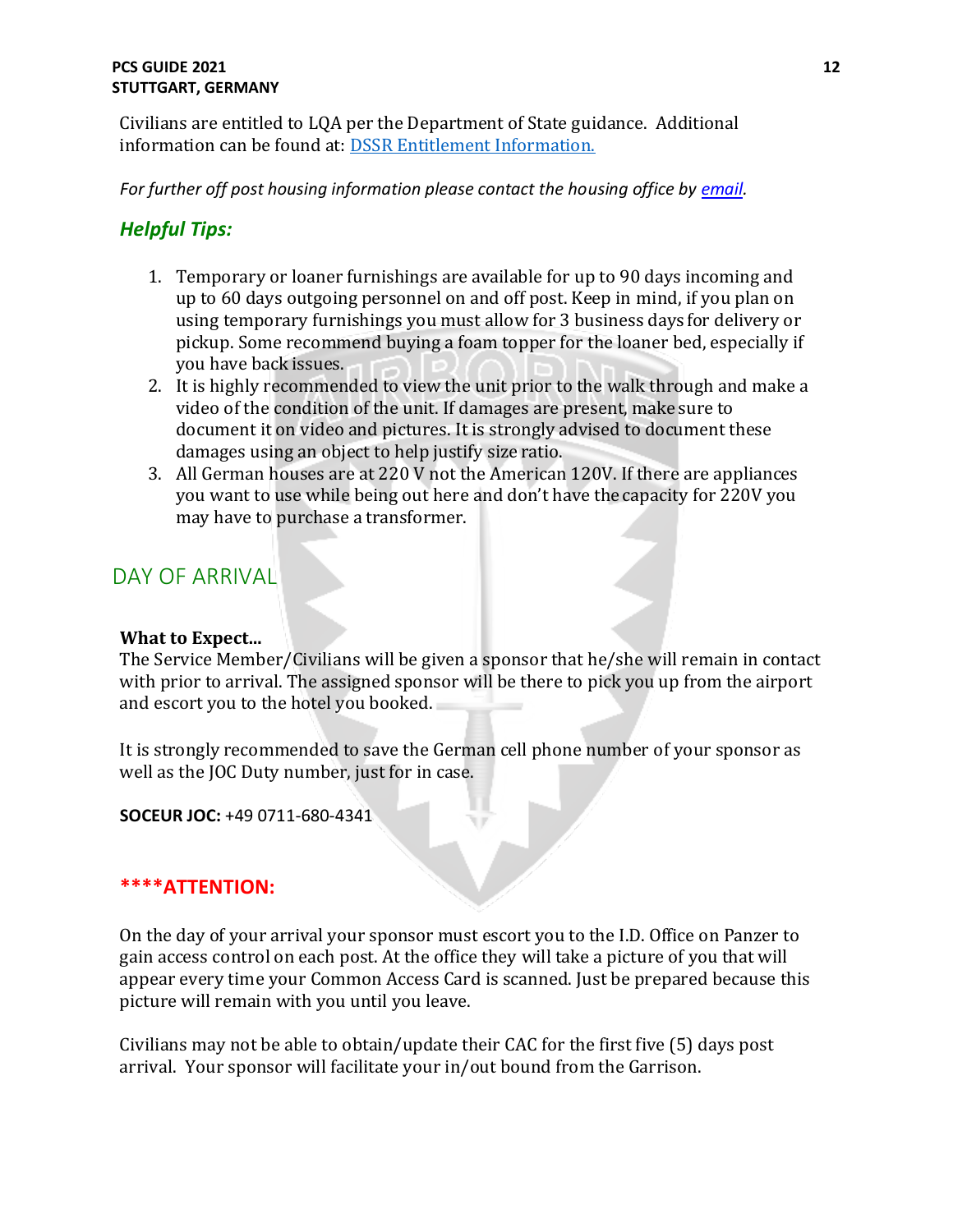Civilians are entitled to LQA per the Department of State guidance. Additional information can be found at: [DSSR Entitlement Information.]()

*For further off post housing information please contact the housing office by [email]().*

### *Helpful Tips:*

1. Temporary or loaner furnishings are available for up to 90 days incoming and up to 60 days outgoing personnel on and off post. Keep in mind, if you plan on using temporary furnishings you must allow for 3 business days for delivery or pickup. Some recommend buying a foam topper for the loaner bed, especially if you have back issues.
2. It is highly recommended to view the unit prior to the walk through and make a video of the condition of the unit. If damages are present, make sure to document it on video and pictures. It is strongly advised to document these damages using an object to help justify size ratio.
3. All German houses are at 220 V not the American 120V. If there are appliances you want to use while being out here and don't have the capacity for 220V you may have to purchase a transformer.

## DAY OF ARRIVAL

**What to Expect...**
The Service Member/Civilians will be given a sponsor that he/she will remain in contact with prior to arrival. The assigned sponsor will be there to pick you up from the airport and escort you to the hotel you booked.

It is strongly recommended to save the German cell phone number of your sponsor as well as the JOC Duty number, just for in case.

**SOCEUR JOC:** +49 0711-680-4341

### ****ATTENTION:

On the day of your arrival your sponsor must escort you to the I.D. Office on Panzer to gain access control on each post. At the office they will take a picture of you that will appear every time your Common Access Card is scanned. Just be prepared because this picture will remain with you until you leave.

Civilians may not be able to obtain/update their CAC for the first five (5) days post arrival. Your sponsor will facilitate your in/out bound from the Garrison.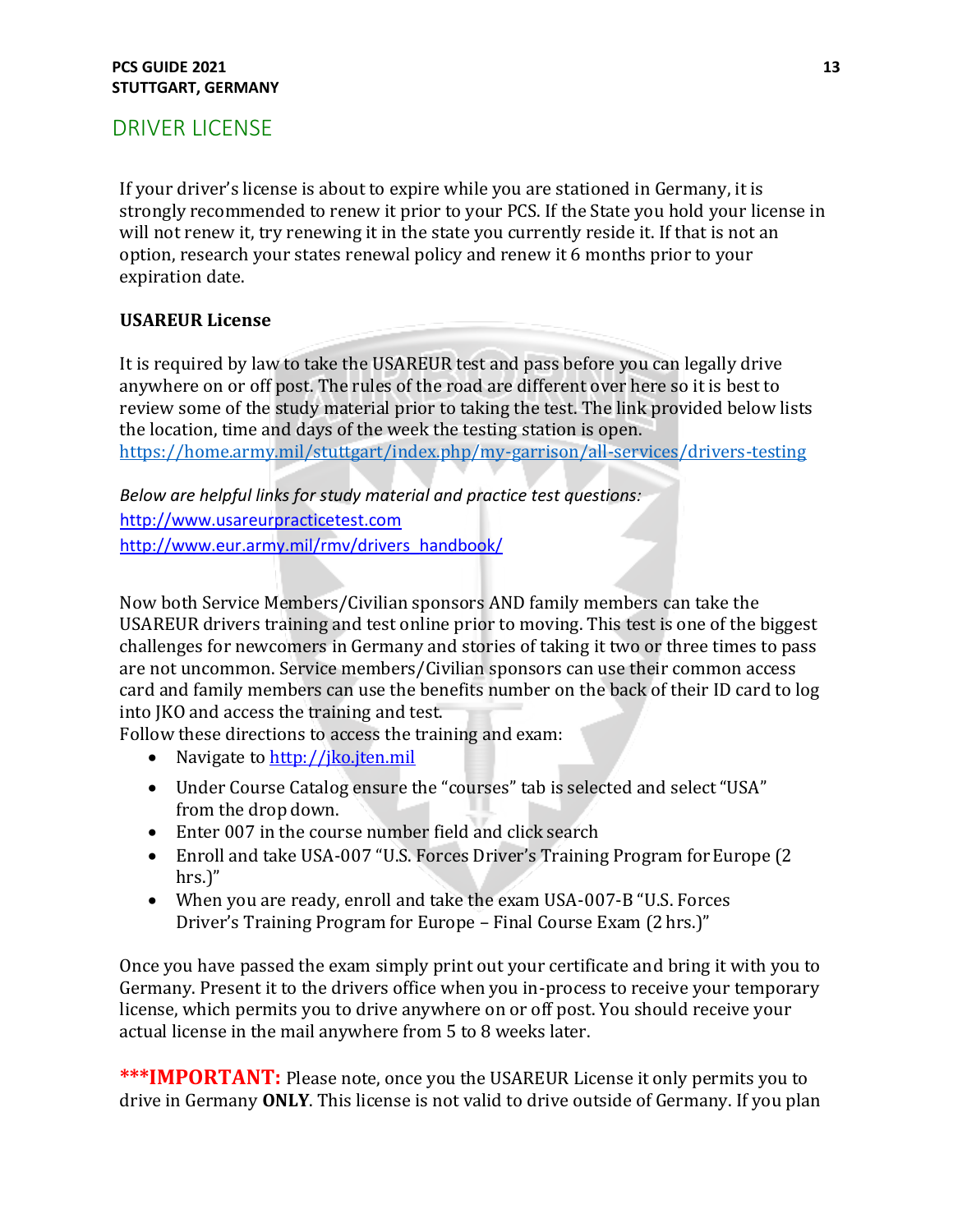## DRIVER LICENSE

If your driver's license is about to expire while you are stationed in Germany, it is strongly recommended to renew it prior to your PCS. If the State you hold your license in will not renew it, try renewing it in the state you currently reside it. If that is not an option, research your states renewal policy and renew it 6 months prior to your expiration date.

**USAREUR License**

It is required by law to take the USAREUR test and pass before you can legally drive anywhere on or off post. The rules of the road are different over here so it is best to review some of the study material prior to taking the test. The link provided below lists the location, time and days of the week the testing station is open.
https://home.army.mil/stuttgart/index.php/my-garrison/all-services/drivers-testing

*Below are helpful links for study material and practice test questions:*
http://www.usareurpracticetest.com
http://www.eur.army.mil/rmv/drivers_handbook/

Now both Service Members/Civilian sponsors AND family members can take the USAREUR drivers training and test online prior to moving. This test is one of the biggest challenges for newcomers in Germany and stories of taking it two or three times to pass are not uncommon. Service members/Civilian sponsors can use their common access card and family members can use the benefits number on the back of their ID card to log into JKO and access the training and test.
Follow these directions to access the training and exam:

- Navigate to http://jko.jten.mil
- Under Course Catalog ensure the "courses" tab is selected and select "USA" from the drop down.
- Enter 007 in the course number field and click search
- Enroll and take USA-007 "U.S. Forces Driver's Training Program for Europe (2 hrs.)"
- When you are ready, enroll and take the exam USA-007-B "U.S. Forces Driver's Training Program for Europe – Final Course Exam (2 hrs.)"

Once you have passed the exam simply print out your certificate and bring it with you to Germany. Present it to the drivers office when you in-process to receive your temporary license, which permits you to drive anywhere on or off post. You should receive your actual license in the mail anywhere from 5 to 8 weeks later.

**\*\*\*IMPORTANT:** Please note, once you the USAREUR License it only permits you to drive in Germany **ONLY**. This license is not valid to drive outside of Germany. If you plan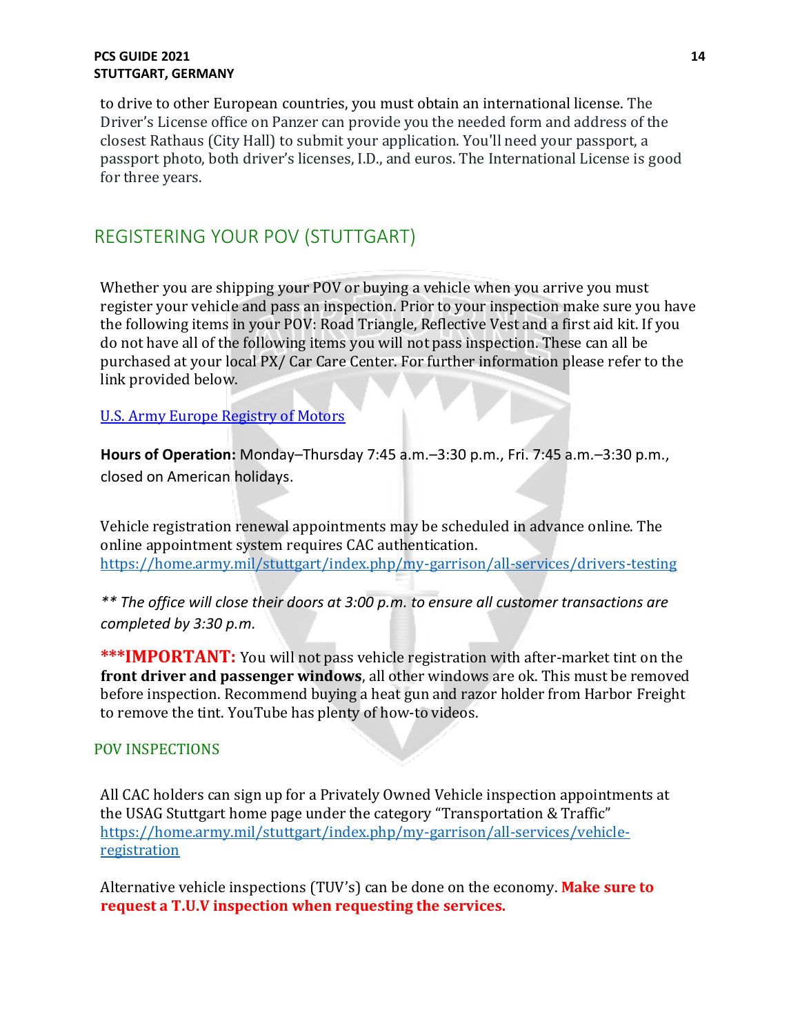to drive to other European countries, you must obtain an international license. The Driver's License office on Panzer can provide you the needed form and address of the closest Rathaus (City Hall) to submit your application. You'll need your passport, a passport photo, both driver's licenses, I.D., and euros. The International License is good for three years.

## REGISTERING YOUR POV (STUTTGART)

Whether you are shipping your POV or buying a vehicle when you arrive you must register your vehicle and pass an inspection. Prior to your inspection make sure you have the following items in your POV: Road Triangle, Reflective Vest and a first aid kit. If you do not have all of the following items you will not pass inspection. These can all be purchased at your local PX/ Car Care Center. For further information please refer to the link provided below.

[U.S. Army Europe Registry of Motors]

**Hours of Operation:** Monday–Thursday 7:45 a.m.–3:30 p.m., Fri. 7:45 a.m.–3:30 p.m., closed on American holidays.

Vehicle registration renewal appointments may be scheduled in advance online. The online appointment system requires CAC authentication.
https://home.army.mil/stuttgart/index.php/my-garrison/all-services/drivers-testing

*\*\* The office will close their doors at 3:00 p.m. to ensure all customer transactions are completed by 3:30 p.m.*

**\*\*\*IMPORTANT:** You will not pass vehicle registration with after-market tint on the **front driver and passenger windows**, all other windows are ok. This must be removed before inspection. Recommend buying a heat gun and razor holder from Harbor Freight to remove the tint. YouTube has plenty of how-to videos.

### POV INSPECTIONS

All CAC holders can sign up for a Privately Owned Vehicle inspection appointments at the USAG Stuttgart home page under the category "Transportation & Traffic"
https://home.army.mil/stuttgart/index.php/my-garrison/all-services/vehicle-registration

Alternative vehicle inspections (TUV's) can be done on the economy. **Make sure to request a T.U.V inspection when requesting the services.**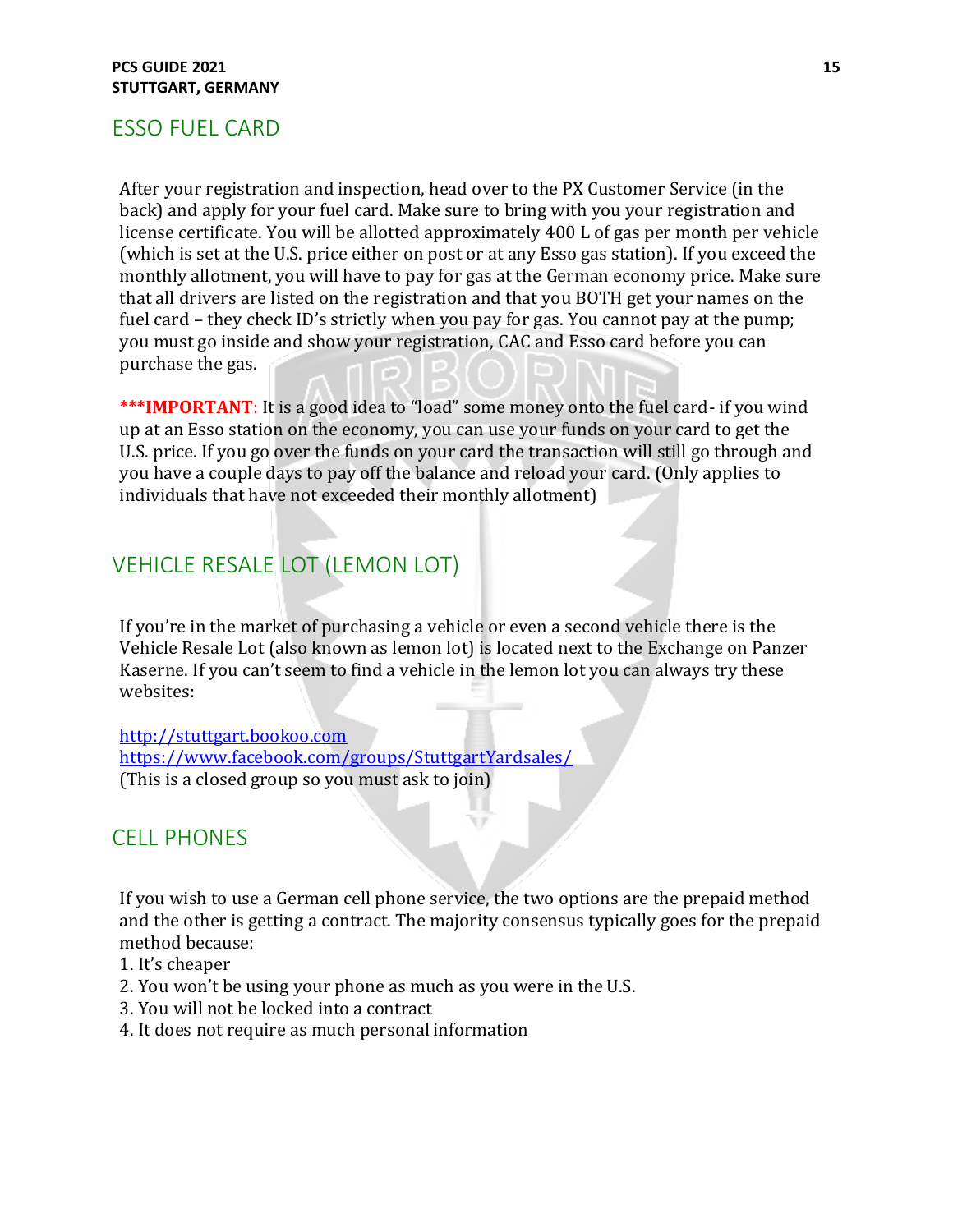## ESSO FUEL CARD

After your registration and inspection, head over to the PX Customer Service (in the back) and apply for your fuel card. Make sure to bring with you your registration and license certificate. You will be allotted approximately 400 L of gas per month per vehicle (which is set at the U.S. price either on post or at any Esso gas station). If you exceed the monthly allotment, you will have to pay for gas at the German economy price. Make sure that all drivers are listed on the registration and that you BOTH get your names on the fuel card – they check ID's strictly when you pay for gas. You cannot pay at the pump; you must go inside and show your registration, CAC and Esso card before you can purchase the gas.

*****IMPORTANT**: It is a good idea to "load" some money onto the fuel card- if you wind up at an Esso station on the economy, you can use your funds on your card to get the U.S. price. If you go over the funds on your card the transaction will still go through and you have a couple days to pay off the balance and reload your card. (Only applies to individuals that have not exceeded their monthly allotment)

## VEHICLE RESALE LOT (LEMON LOT)

If you're in the market of purchasing a vehicle or even a second vehicle there is the Vehicle Resale Lot (also known as lemon lot) is located next to the Exchange on Panzer Kaserne. If you can't seem to find a vehicle in the lemon lot you can always try these websites:

[http://stuttgart.bookoo.com](http://stuttgart.bookoo.com)
[https://www.facebook.com/groups/StuttgartYardsales/](https://www.facebook.com/groups/StuttgartYardsales/)
(This is a closed group so you must ask to join)

## CELL PHONES

If you wish to use a German cell phone service, the two options are the prepaid method and the other is getting a contract. The majority consensus typically goes for the prepaid method because:

1. It's cheaper
2. You won't be using your phone as much as you were in the U.S.
3. You will not be locked into a contract
4. It does not require as much personal information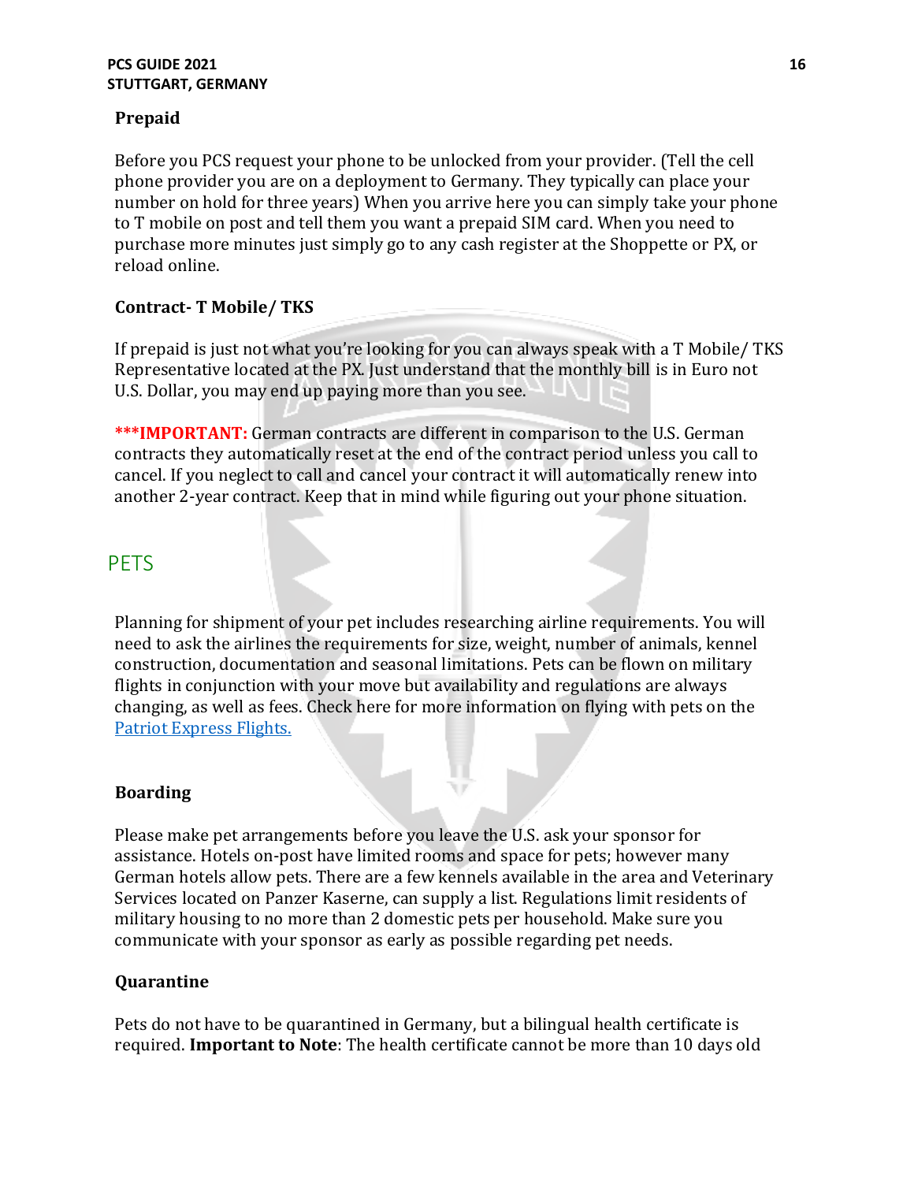### Prepaid

Before you PCS request your phone to be unlocked from your provider. (Tell the cell phone provider you are on a deployment to Germany. They typically can place your number on hold for three years) When you arrive here you can simply take your phone to T mobile on post and tell them you want a prepaid SIM card. When you need to purchase more minutes just simply go to any cash register at the Shoppette or PX, or reload online.

### Contract- T Mobile/ TKS

If prepaid is just not what you're looking for you can always speak with a T Mobile/ TKS Representative located at the PX. Just understand that the monthly bill is in Euro not U.S. Dollar, you may end up paying more than you see.

*****IMPORTANT:** German contracts are different in comparison to the U.S. German contracts they automatically reset at the end of the contract period unless you call to cancel. If you neglect to call and cancel your contract it will automatically renew into another 2-year contract. Keep that in mind while figuring out your phone situation.

## PETS

Planning for shipment of your pet includes researching airline requirements. You will need to ask the airlines the requirements for size, weight, number of animals, kennel construction, documentation and seasonal limitations. Pets can be flown on military flights in conjunction with your move but availability and regulations are always changing, as well as fees. Check here for more information on flying with pets on the Patriot Express Flights.

### Boarding

Please make pet arrangements before you leave the U.S. ask your sponsor for assistance. Hotels on-post have limited rooms and space for pets; however many German hotels allow pets. There are a few kennels available in the area and Veterinary Services located on Panzer Kaserne, can supply a list. Regulations limit residents of military housing to no more than 2 domestic pets per household. Make sure you communicate with your sponsor as early as possible regarding pet needs.

### Quarantine

Pets do not have to be quarantined in Germany, but a bilingual health certificate is required. **Important to Note**: The health certificate cannot be more than 10 days old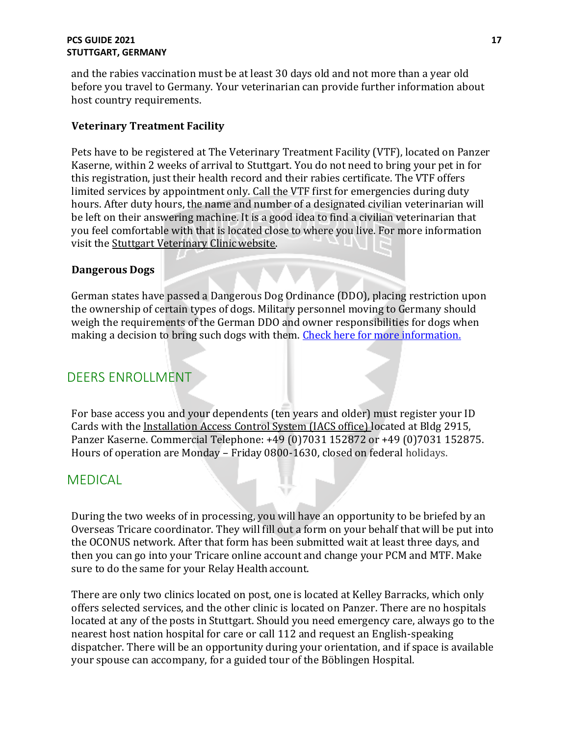and the rabies vaccination must be at least 30 days old and not more than a year old before you travel to Germany. Your veterinarian can provide further information about host country requirements.

### Veterinary Treatment Facility

Pets have to be registered at The Veterinary Treatment Facility (VTF), located on Panzer Kaserne, within 2 weeks of arrival to Stuttgart. You do not need to bring your pet in for this registration, just their health record and their rabies certificate. The VTF offers limited services by appointment only. Call the VTF first for emergencies during duty hours. After duty hours, the name and number of a designated civilian veterinarian will be left on their answering machine. It is a good idea to find a civilian veterinarian that you feel comfortable with that is located close to where you live. For more information visit the Stuttgart Veterinary Clinic website.

### Dangerous Dogs

German states have passed a Dangerous Dog Ordinance (DDO), placing restriction upon the ownership of certain types of dogs. Military personnel moving to Germany should weigh the requirements of the German DDO and owner responsibilities for dogs when making a decision to bring such dogs with them. Check here for more information.

## DEERS ENROLLMENT

For base access you and your dependents (ten years and older) must register your ID Cards with the Installation Access Control System (IACS office) located at Bldg 2915, Panzer Kaserne. Commercial Telephone: +49 (0)7031 152872 or +49 (0)7031 152875. Hours of operation are Monday – Friday 0800-1630, closed on federal holidays.

## MEDICAL

During the two weeks of in processing, you will have an opportunity to be briefed by an Overseas Tricare coordinator. They will fill out a form on your behalf that will be put into the OCONUS network. After that form has been submitted wait at least three days, and then you can go into your Tricare online account and change your PCM and MTF. Make sure to do the same for your Relay Health account.

There are only two clinics located on post, one is located at Kelley Barracks, which only offers selected services, and the other clinic is located on Panzer. There are no hospitals located at any of the posts in Stuttgart. Should you need emergency care, always go to the nearest host nation hospital for care or call 112 and request an English-speaking dispatcher. There will be an opportunity during your orientation, and if space is available your spouse can accompany, for a guided tour of the Böblingen Hospital.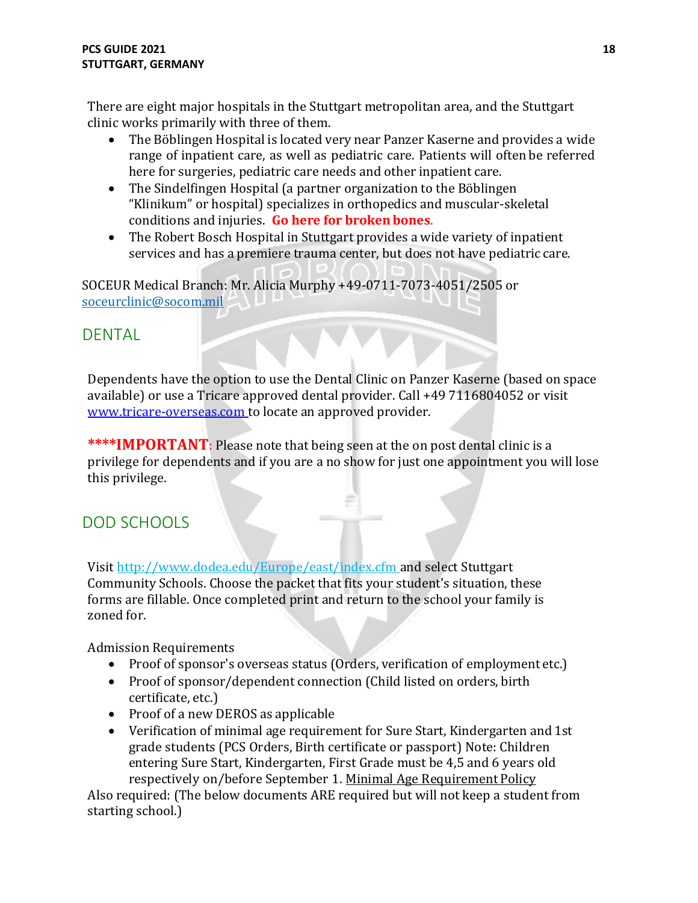There are eight major hospitals in the Stuttgart metropolitan area, and the Stuttgart clinic works primarily with three of them.

- The Böblingen Hospital is located very near Panzer Kaserne and provides a wide range of inpatient care, as well as pediatric care. Patients will often be referred here for surgeries, pediatric care needs and other inpatient care.
- The Sindelfingen Hospital (a partner organization to the Böblingen "Klinikum" or hospital) specializes in orthopedics and muscular-skeletal conditions and injuries. **Go here for broken bones.**
- The Robert Bosch Hospital in Stuttgart provides a wide variety of inpatient services and has a premiere trauma center, but does not have pediatric care.

SOCEUR Medical Branch: Mr. Alicia Murphy +49-0711-7073-4051/2505 or [soceurclinic@socom.mil](mailto:soceurclinic@socom.mil)

## DENTAL

Dependents have the option to use the Dental Clinic on Panzer Kaserne (based on space available) or use a Tricare approved dental provider. Call +49 7116804052 or visit [www.tricare-overseas.com](http://www.tricare-overseas.com) to locate an approved provider.

****IMPORTANT**: Please note that being seen at the on post dental clinic is a privilege for dependents and if you are a no show for just one appointment you will lose this privilege.

## DOD SCHOOLS

Visit [http://www.dodea.edu/Europe/east/index.cfm](http://www.dodea.edu/Europe/east/index.cfm) and select Stuttgart Community Schools. Choose the packet that fits your student's situation, these forms are fillable. Once completed print and return to the school your family is zoned for.

Admission Requirements

- Proof of sponsor's overseas status (Orders, verification of employment etc.)
- Proof of sponsor/dependent connection (Child listed on orders, birth certificate, etc.)
- Proof of a new DEROS as applicable
- Verification of minimal age requirement for Sure Start, Kindergarten and 1st grade students (PCS Orders, Birth certificate or passport) Note: Children entering Sure Start, Kindergarten, First Grade must be 4,5 and 6 years old respectively on/before September 1. Minimal Age Requirement Policy

Also required: (The below documents ARE required but will not keep a student from starting school.)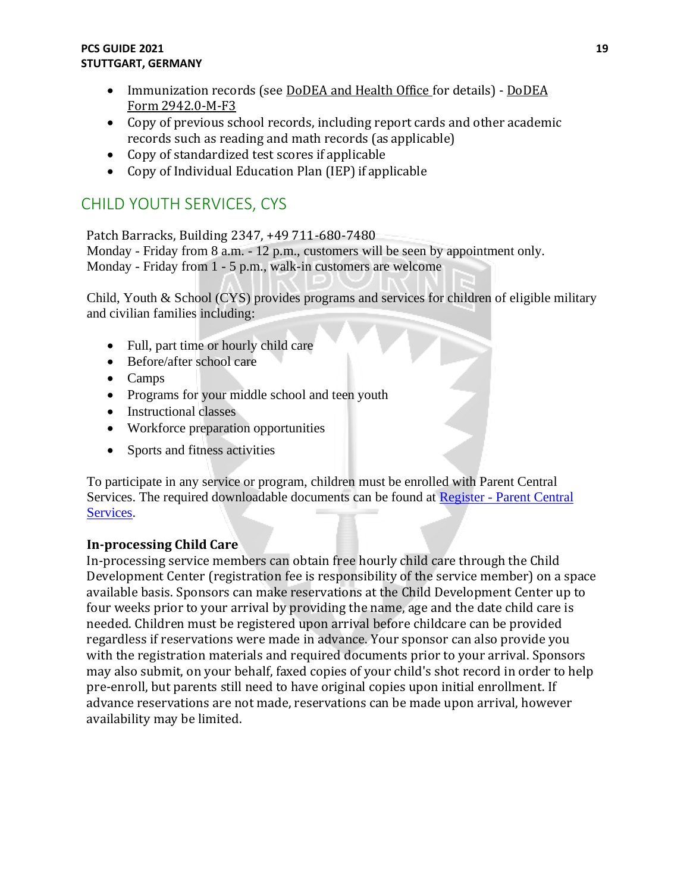- Immunization records (see DoDEA and Health Office for details) - DoDEA Form 2942.0-M-F3
- Copy of previous school records, including report cards and other academic records such as reading and math records (as applicable)
- Copy of standardized test scores if applicable
- Copy of Individual Education Plan (IEP) if applicable

## CHILD YOUTH SERVICES, CYS

Patch Barracks, Building 2347, +49 711-680-7480
Monday - Friday from 8 a.m. - 12 p.m., customers will be seen by appointment only.
Monday - Friday from 1 - 5 p.m., walk-in customers are welcome

Child, Youth & School (CYS) provides programs and services for children of eligible military and civilian families including:

- Full, part time or hourly child care
- Before/after school care
- Camps
- Programs for your middle school and teen youth
- Instructional classes
- Workforce preparation opportunities
- Sports and fitness activities

To participate in any service or program, children must be enrolled with Parent Central Services. The required downloadable documents can be found at Register - Parent Central Services.

### In-processing Child Care

In-processing service members can obtain free hourly child care through the Child Development Center (registration fee is responsibility of the service member) on a space available basis. Sponsors can make reservations at the Child Development Center up to four weeks prior to your arrival by providing the name, age and the date child care is needed. Children must be registered upon arrival before childcare can be provided regardless if reservations were made in advance. Your sponsor can also provide you with the registration materials and required documents prior to your arrival. Sponsors may also submit, on your behalf, faxed copies of your child's shot record in order to help pre-enroll, but parents still need to have original copies upon initial enrollment. If advance reservations are not made, reservations can be made upon arrival, however availability may be limited.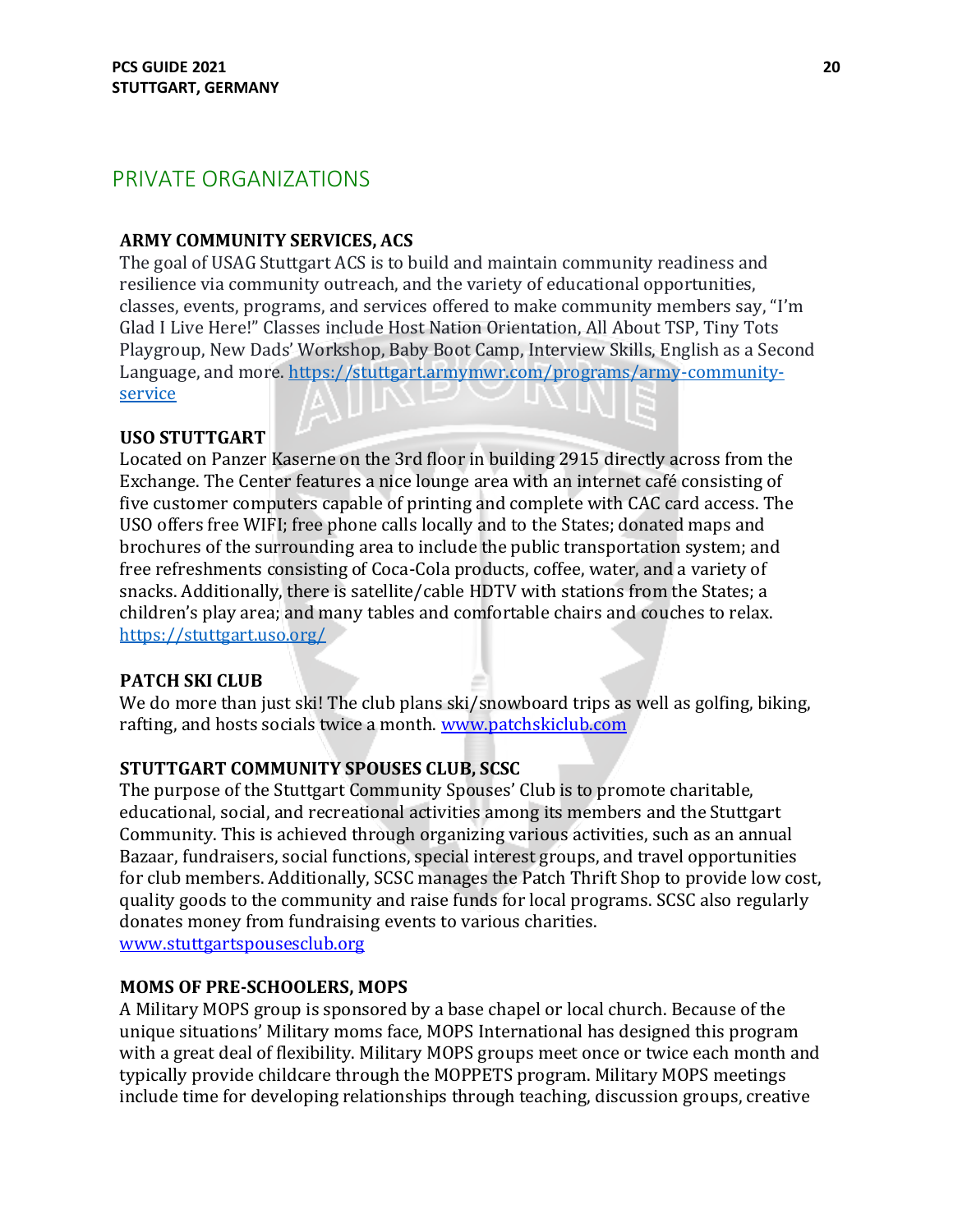## PRIVATE ORGANIZATIONS

**ARMY COMMUNITY SERVICES, ACS**

The goal of USAG Stuttgart ACS is to build and maintain community readiness and resilience via community outreach, and the variety of educational opportunities, classes, events, programs, and services offered to make community members say, "I'm Glad I Live Here!" Classes include Host Nation Orientation, All About TSP, Tiny Tots Playgroup, New Dads' Workshop, Baby Boot Camp, Interview Skills, English as a Second Language, and more. https://stuttgart.armymwr.com/programs/army-community-service

**USO STUTTGART**

Located on Panzer Kaserne on the 3rd floor in building 2915 directly across from the Exchange. The Center features a nice lounge area with an internet café consisting of five customer computers capable of printing and complete with CAC card access. The USO offers free WIFI; free phone calls locally and to the States; donated maps and brochures of the surrounding area to include the public transportation system; and free refreshments consisting of Coca-Cola products, coffee, water, and a variety of snacks. Additionally, there is satellite/cable HDTV with stations from the States; a children's play area; and many tables and comfortable chairs and couches to relax. https://stuttgart.uso.org/

**PATCH SKI CLUB**

We do more than just ski! The club plans ski/snowboard trips as well as golfing, biking, rafting, and hosts socials twice a month. www.patchskiclub.com

**STUTTGART COMMUNITY SPOUSES CLUB, SCSC**

The purpose of the Stuttgart Community Spouses' Club is to promote charitable, educational, social, and recreational activities among its members and the Stuttgart Community. This is achieved through organizing various activities, such as an annual Bazaar, fundraisers, social functions, special interest groups, and travel opportunities for club members. Additionally, SCSC manages the Patch Thrift Shop to provide low cost, quality goods to the community and raise funds for local programs. SCSC also regularly donates money from fundraising events to various charities. www.stuttgartspousesclub.org

**MOMS OF PRE-SCHOOLERS, MOPS**

A Military MOPS group is sponsored by a base chapel or local church. Because of the unique situations' Military moms face, MOPS International has designed this program with a great deal of flexibility. Military MOPS groups meet once or twice each month and typically provide childcare through the MOPPETS program. Military MOPS meetings include time for developing relationships through teaching, discussion groups, creative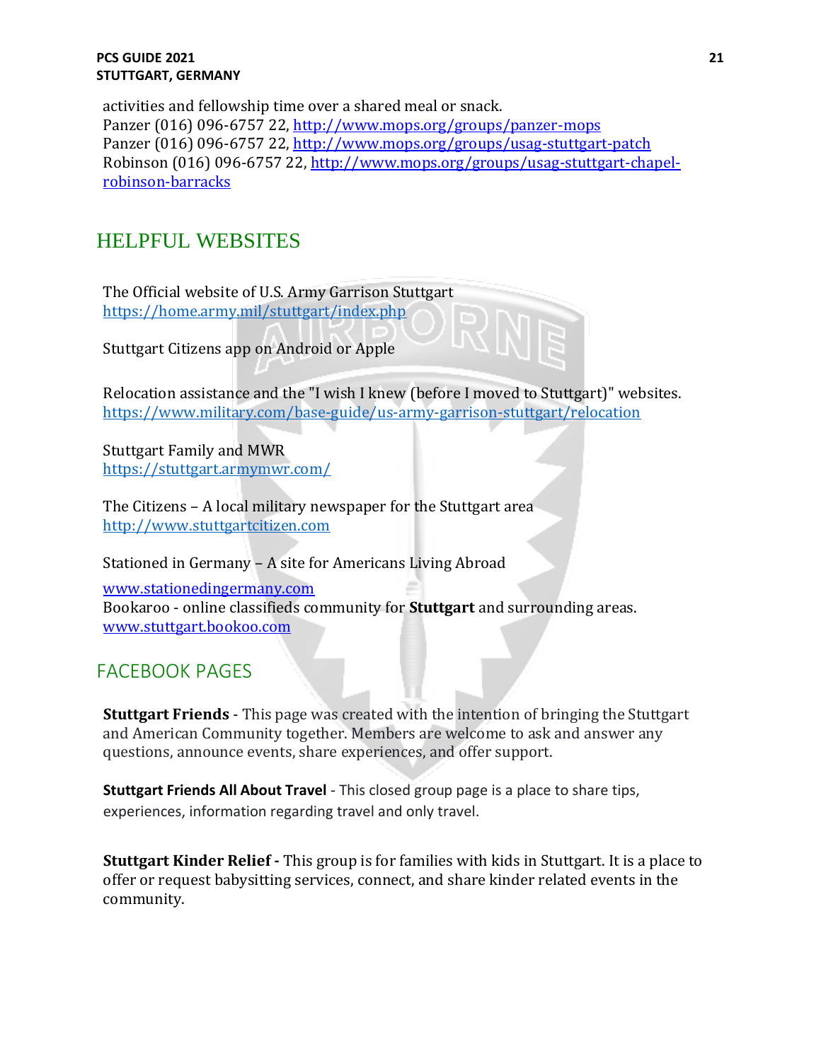activities and fellowship time over a shared meal or snack.
Panzer (016) 096-6757 22, http://www.mops.org/groups/panzer-mops
Panzer (016) 096-6757 22, http://www.mops.org/groups/usag-stuttgart-patch
Robinson (016) 096-6757 22, http://www.mops.org/groups/usag-stuttgart-chapel-robinson-barracks

## HELPFUL WEBSITES

The Official website of U.S. Army Garrison Stuttgart
https://home.army.mil/stuttgart/index.php

Stuttgart Citizens app on Android or Apple

Relocation assistance and the "I wish I knew (before I moved to Stuttgart)" websites.
https://www.military.com/base-guide/us-army-garrison-stuttgart/relocation

Stuttgart Family and MWR
https://stuttgart.armymwr.com/

The Citizens – A local military newspaper for the Stuttgart area
http://www.stuttgartcitizen.com

Stationed in Germany – A site for Americans Living Abroad
www.stationedingermany.com
Bookaroo - online classifieds community for **Stuttgart** and surrounding areas.
www.stuttgart.bookoo.com

## FACEBOOK PAGES

**Stuttgart Friends** - This page was created with the intention of bringing the Stuttgart and American Community together. Members are welcome to ask and answer any questions, announce events, share experiences, and offer support.

**Stuttgart Friends All About Travel** - This closed group page is a place to share tips, experiences, information regarding travel and only travel.

**Stuttgart Kinder Relief -** This group is for families with kids in Stuttgart. It is a place to offer or request babysitting services, connect, and share kinder related events in the community.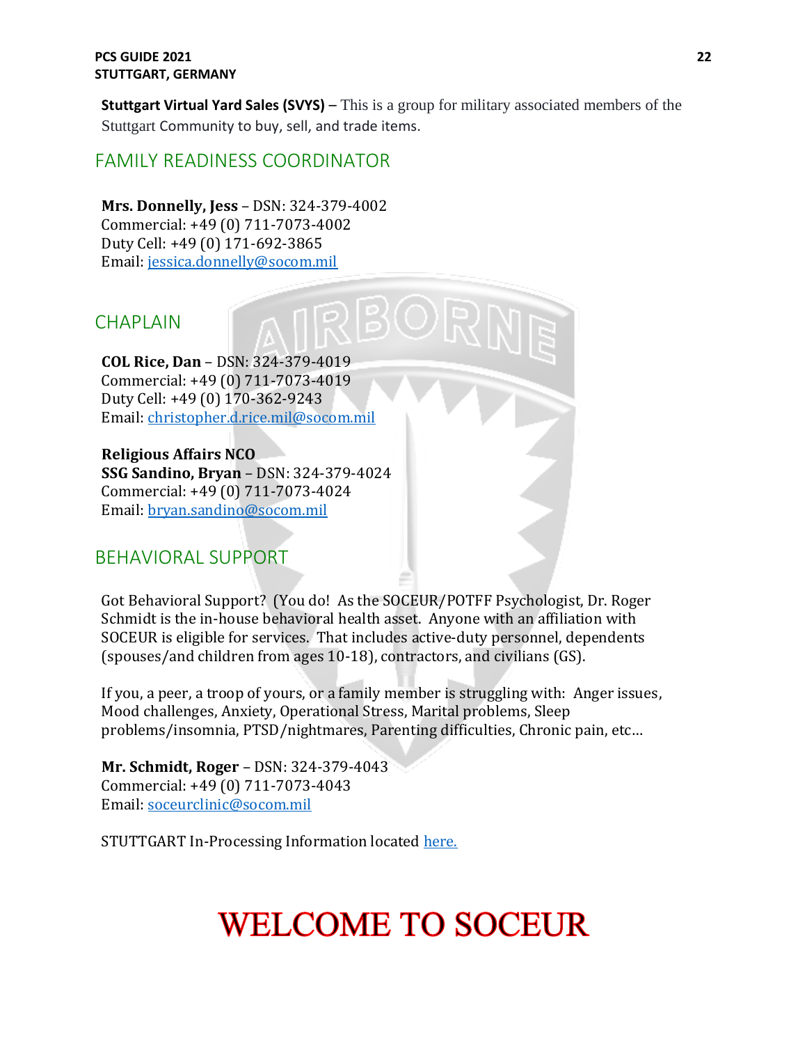**Stuttgart Virtual Yard Sales (SVYS)** – This is a group for military associated members of the Stuttgart Community to buy, sell, and trade items.

## FAMILY READINESS COORDINATOR

**Mrs. Donnelly, Jess** – DSN: 324-379-4002
Commercial: +49 (0) 711-7073-4002
Duty Cell: +49 (0) 171-692-3865
Email: jessica.donnelly@socom.mil

## CHAPLAIN

**COL Rice, Dan** – DSN: 324-379-4019
Commercial: +49 (0) 711-7073-4019
Duty Cell: +49 (0) 170-362-9243
Email: christopher.d.rice.mil@socom.mil

**Religious Affairs NCO**
**SSG Sandino, Bryan** – DSN: 324-379-4024
Commercial: +49 (0) 711-7073-4024
Email: bryan.sandino@socom.mil

## BEHAVIORAL SUPPORT

Got Behavioral Support? (You do! As the SOCEUR/POTFF Psychologist, Dr. Roger Schmidt is the in-house behavioral health asset. Anyone with an affiliation with SOCEUR is eligible for services. That includes active-duty personnel, dependents (spouses/and children from ages 10-18), contractors, and civilians (GS).

If you, a peer, a troop of yours, or a family member is struggling with: Anger issues, Mood challenges, Anxiety, Operational Stress, Marital problems, Sleep problems/insomnia, PTSD/nightmares, Parenting difficulties, Chronic pain, etc…

**Mr. Schmidt, Roger** – DSN: 324-379-4043
Commercial: +49 (0) 711-7073-4043
Email: soceurclinic@socom.mil

STUTTGART In-Processing Information located here.

# WELCOME TO SOCEUR